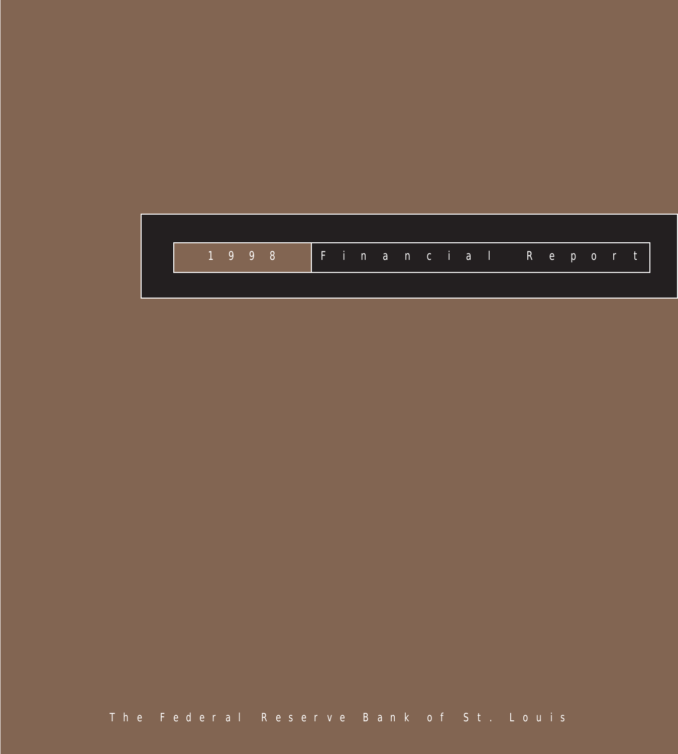# 1998 Financial Report

The Federal Reserve Bank of St. Louis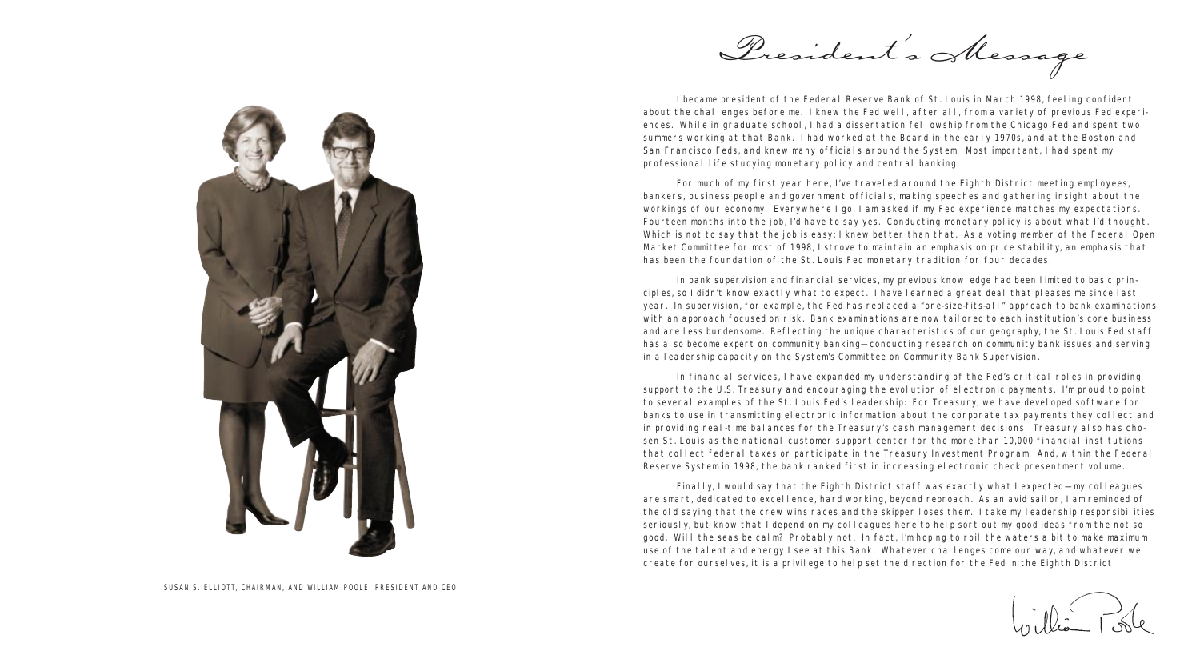# President's Message

I became president of the Federal Reserve Bank of St. Louis in March 1998, feeling confident about the challenges before me. I knew the Fed well, after all, from a variety of previous Fed experiences. While in graduate school, I had a dissertation fellowship from the Chicago Fed and spent two summers working at that Bank. I had worked at the Board in the early 1970s, and at the Boston and San Francisco Feds, and knew many officials around the System. Most important, I had spent my professional life studying monetary policy and central banking.

For much of my first year here, I've traveled around the Eighth District meeting employees, bankers, business people and government officials, making speeches and gathering insight about the workings of our economy. Everywhere I go, I am asked if my Fed experience matches my expectations. Fourteen months into the job, I'd have to say yes. Conducting monetary policy is about what I'd thought. Which is not to say that the job is easy; I knew better than that. As a voting member of the Federal Open Market Committee for most of 1998, I strove to maintain an emphasis on price stability, an emphasis that has been the foundation of the St. Louis Fed monetary tradition for four decades.

In bank supervision and financial services, my previous knowledge had been limited to basic principles, so I didn't know exactly what to expect. I have learned a great deal that pleases me since last year. In supervision, for example, the Fed has replaced a "one-size-fits-all" approach to bank examinations with an approach focused on risk. Bank examinations are now tailored to each institution's core business and are less burdensome. Reflecting the unique characteristics of our geography, the St. Louis Fed staff has also become expert on community banking—conducting research on community bank issues and serving in a leadership capacity on the System's Committee on Community Bank Supervision.

In financial services, I have expanded my understanding of the Fed's critical roles in providing support to the U.S. Treasury and encouraging the evolution of electronic payments. I'm proud to point to several examples of the St. Louis Fed's leadership: For Treasury, we have developed software for banks to use in transmitting electronic information about the corporate tax payments they collect and in providing real-time balances for the Treasury's cash management decisions. Treasury also has chosen St. Louis as the national customer support center for the more than 10,000 financial institutions that collect federal taxes or participate in the Treasury Investment Program. And, within the Federal Reserve System in 1998, the bank ranked first in increasing electronic check presentment volume.

Finally, I would say that the Eighth District staff was exactly what I expected—my colleagues are smart, dedicated to excellence, hard working, beyond reproach. As an avid sailor, I am reminded of the old saying that the crew wins races and the skipper loses them. I take my leadership responsibilities seriously, but know that I depend on my colleagues here to help sort out my good ideas from the not so good. Will the seas be calm? Probably not. In fact, I'm hoping to roil the waters a bit to make maximum use of the talent and energy I see at this Bank. Whatever challenges come our way, and whatever we create for ourselves, it is a privilege to help set the direction for the Fed in the Eighth District.

William Poole

SUSAN S. ELLIOTT, CHAIRMAN, AND WILLIAM POOLE, PRESIDENT AND CEO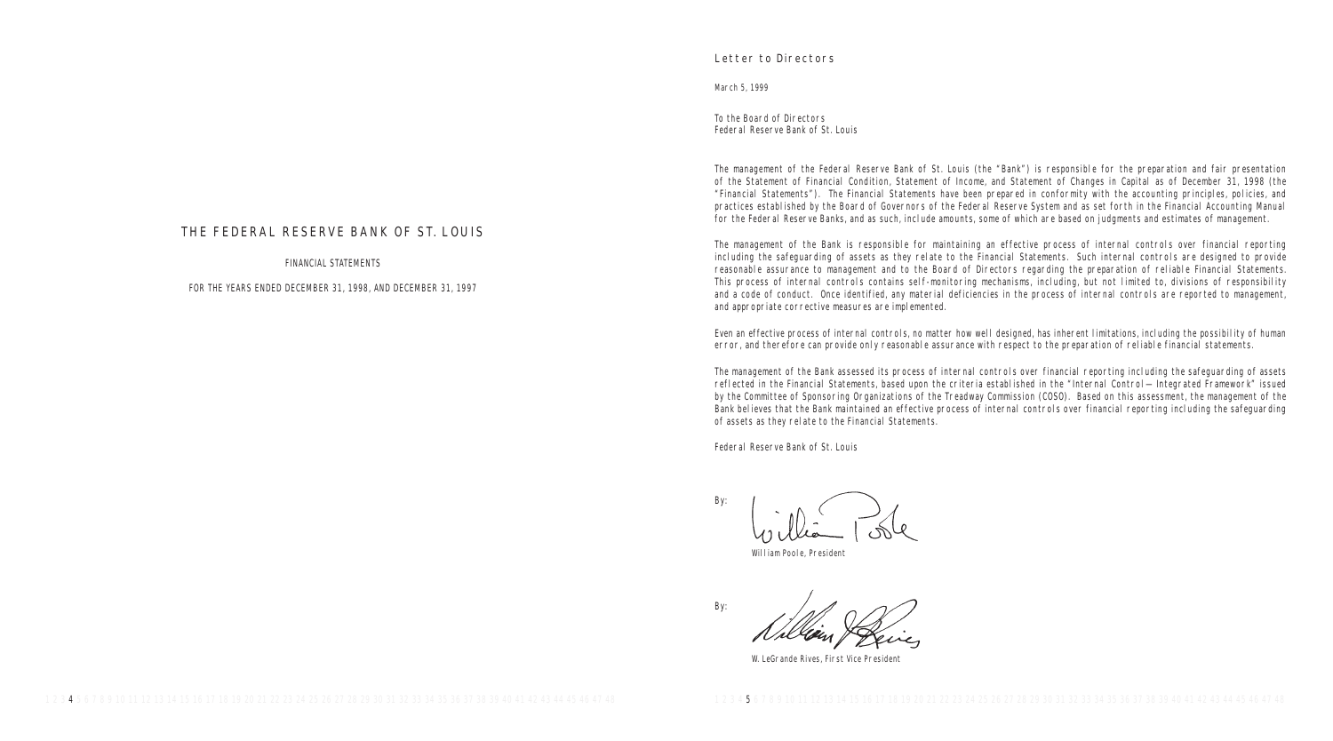# THE FEDERAL RESERVE BANK OF ST. LOUIS

FINANCIAL STATEMENTS

FOR THE YEARS ENDED DECEMBER 31, 1998, AND DECEMBER 31, 1997

## Letter to Directors

March 5, 1999

To the Board of Directors
Federal Reserve Bank of St. Louis

The management of the Federal Reserve Bank of St. Louis (the "Bank") is responsible for the preparation and fair presentation of the Statement of Financial Condition, Statement of Income, and Statement of Changes in Capital as of December 31, 1998 (the "Financial Statements"). The Financial Statements have been prepared in conformity with the accounting principles, policies, and practices established by the Board of Governors of the Federal Reserve System and as set forth in the Financial Accounting Manual for the Federal Reserve Banks, and as such, include amounts, some of which are based on judgments and estimates of management.

The management of the Bank is responsible for maintaining an effective process of internal controls over financial reporting including the safeguarding of assets as they relate to the Financial Statements. Such internal controls are designed to provide reasonable assurance to management and to the Board of Directors regarding the preparation of reliable Financial Statements. This process of internal controls contains self-monitoring mechanisms, including, but not limited to, divisions of responsibility and a code of conduct. Once identified, any material deficiencies in the process of internal controls are reported to management, and appropriate corrective measures are implemented.

Even an effective process of internal controls, no matter how well designed, has inherent limitations, including the possibility of human error, and therefore can provide only reasonable assurance with respect to the preparation of reliable financial statements.

The management of the Bank assessed its process of internal controls over financial reporting including the safeguarding of assets reflected in the Financial Statements, based upon the criteria established in the "Internal Control — Integrated Framework" issued by the Committee of Sponsoring Organizations of the Treadway Commission (COSO). Based on this assessment, the management of the Bank believes that the Bank maintained an effective process of internal controls over financial reporting including the safeguarding of assets as they relate to the Financial Statements.

Federal Reserve Bank of St. Louis

By:

William Poole, President

By:

W. LeGrande Rives, First Vice President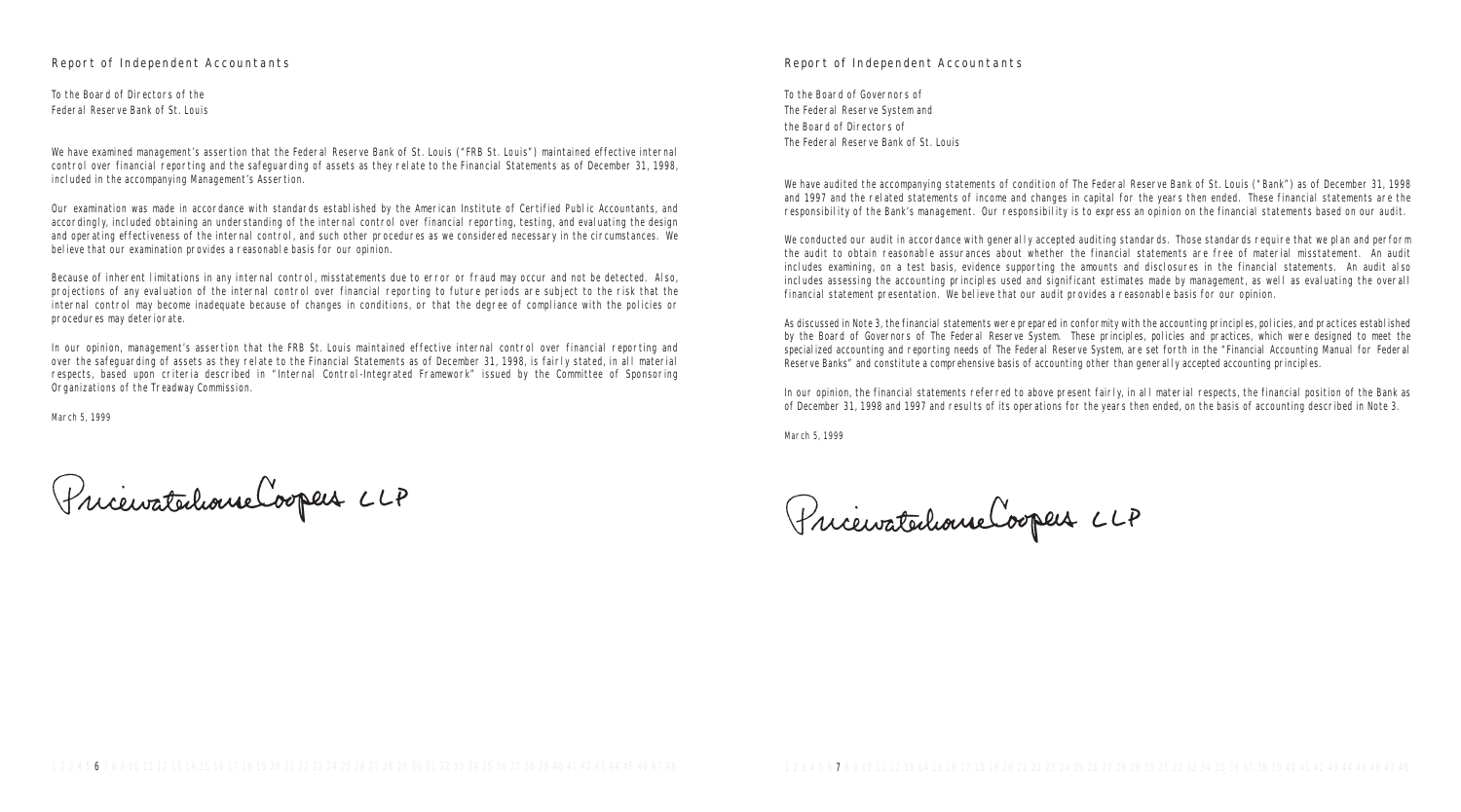## Report of Independent Accountants

To the Board of Directors of the
Federal Reserve Bank of St. Louis

We have examined management's assertion that the Federal Reserve Bank of St. Louis ("FRB St. Louis") maintained effective internal control over financial reporting and the safeguarding of assets as they relate to the Financial Statements as of December 31, 1998, included in the accompanying Management's Assertion.

Our examination was made in accordance with standards established by the American Institute of Certified Public Accountants, and accordingly, included obtaining an understanding of the internal control over financial reporting, testing, and evaluating the design and operating effectiveness of the internal control, and such other procedures as we considered necessary in the circumstances. We believe that our examination provides a reasonable basis for our opinion.

Because of inherent limitations in any internal control, misstatements due to error or fraud may occur and not be detected. Also, projections of any evaluation of the internal control over financial reporting to future periods are subject to the risk that the internal control may become inadequate because of changes in conditions, or that the degree of compliance with the policies or procedures may deteriorate.

In our opinion, management's assertion that the FRB St. Louis maintained effective internal control over financial reporting and over the safeguarding of assets as they relate to the Financial Statements as of December 31, 1998, is fairly stated, in all material respects, based upon criteria described in "Internal Control-Integrated Framework" issued by the Committee of Sponsoring Organizations of the Treadway Commission.

March 5, 1999

PricewaterhouseCoopers LLP

## Report of Independent Accountants

To the Board of Governors of
The Federal Reserve System and
the Board of Directors of
The Federal Reserve Bank of St. Louis

We have audited the accompanying statements of condition of The Federal Reserve Bank of St. Louis ("Bank") as of December 31, 1998 and 1997 and the related statements of income and changes in capital for the years then ended. These financial statements are the responsibility of the Bank's management. Our responsibility is to express an opinion on the financial statements based on our audit.

We conducted our audit in accordance with generally accepted auditing standards. Those standards require that we plan and perform the audit to obtain reasonable assurances about whether the financial statements are free of material misstatement. An audit includes examining, on a test basis, evidence supporting the amounts and disclosures in the financial statements. An audit also includes assessing the accounting principles used and significant estimates made by management, as well as evaluating the overall financial statement presentation. We believe that our audit provides a reasonable basis for our opinion.

As discussed in Note 3, the financial statements were prepared in conformity with the accounting principles, policies, and practices established by the Board of Governors of The Federal Reserve System. These principles, policies and practices, which were designed to meet the specialized accounting and reporting needs of The Federal Reserve System, are set forth in the "Financial Accounting Manual for Federal Reserve Banks" and constitute a comprehensive basis of accounting other than generally accepted accounting principles.

In our opinion, the financial statements referred to above present fairly, in all material respects, the financial position of the Bank as of December 31, 1998 and 1997 and results of its operations for the years then ended, on the basis of accounting described in Note 3.

March 5, 1999

PricewaterhouseCoopers LLP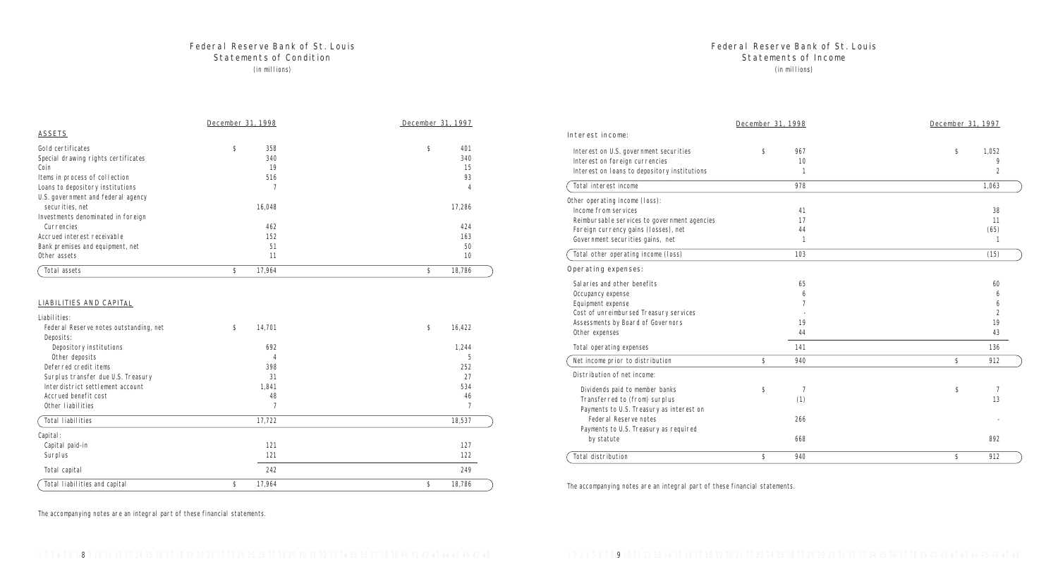# Federal Reserve Bank of St. Louis
## Statements of Condition
(in millions)

| | December 31, 1998 | December 31, 1997 |
|---|---|---|
| **ASSETS** | | |
| Gold certificates | $ 358 | $ 401 |
| Special drawing rights certificates | 340 | 340 |
| Coin | 19 | 15 |
| Items in process of collection | 516 | 93 |
| Loans to depository institutions | 7 | 4 |
| U.S. government and federal agency securities, net | 16,048 | 17,286 |
| Investments denominated in foreign Currencies | 462 | 424 |
| Accrued interest receivable | 152 | 163 |
| Bank premises and equipment, net | 51 | 50 |
| Other assets | 11 | 10 |
| Total assets | $ 17,964 | $ 18,786 |
| **LIABILITIES AND CAPITAL** | | |
| Liabilities: | | |
| Federal Reserve notes outstanding, net | $ 14,701 | $ 16,422 |
| Deposits: | | |
| Depository institutions | 692 | 1,244 |
| Other deposits | 4 | 5 |
| Deferred credit items | 398 | 252 |
| Surplus transfer due U.S. Treasury | 31 | 27 |
| Interdistrict settlement account | 1,841 | 534 |
| Accrued benefit cost | 48 | 46 |
| Other liabilities | 7 | 7 |
| Total liabilities | 17,722 | 18,537 |
| Capital: | | |
| Capital paid-in | 121 | 127 |
| Surplus | 121 | 122 |
| Total capital | 242 | 249 |
| Total liabilities and capital | $ 17,964 | $ 18,786 |

The accompanying notes are an integral part of these financial statements.

# Federal Reserve Bank of St. Louis
## Statements of Income
(in millions)

| | December 31, 1998 | December 31, 1997 |
|---|---|---|
| **Interest income:** | | |
| Interest on U.S. government securities | $ 967 | $ 1,052 |
| Interest on foreign currencies | 10 | 9 |
| Interest on loans to depository institutions | 1 | 2 |
| Total interest income | 978 | 1,063 |
| Other operating income (loss): | | |
| Income from services | 41 | 38 |
| Reimbursable services to government agencies | 17 | 11 |
| Foreign currency gains (losses), net | 44 | (65) |
| Government securities gains, net | 1 | 1 |
| Total other operating income (loss) | 103 | (15) |
| **Operating expenses:** | | |
| Salaries and other benefits | 65 | 60 |
| Occupancy expense | 6 | 6 |
| Equipment expense | 7 | 6 |
| Cost of unreimbursed Treasury services | - | 2 |
| Assessments by Board of Governors | 19 | 19 |
| Other expenses | 44 | 43 |
| Total operating expenses | 141 | 136 |
| Net income prior to distribution | $ 940 | $ 912 |
| Distribution of net income: | | |
| Dividends paid to member banks | $ 7 | $ 7 |
| Transferred to (from) surplus | (1) | 13 |
| Payments to U.S. Treasury as interest on Federal Reserve notes | 266 | - |
| Payments to U.S. Treasury as required by statute | 668 | 892 |
| Total distribution | $ 940 | $ 912 |

The accompanying notes are an integral part of these financial statements.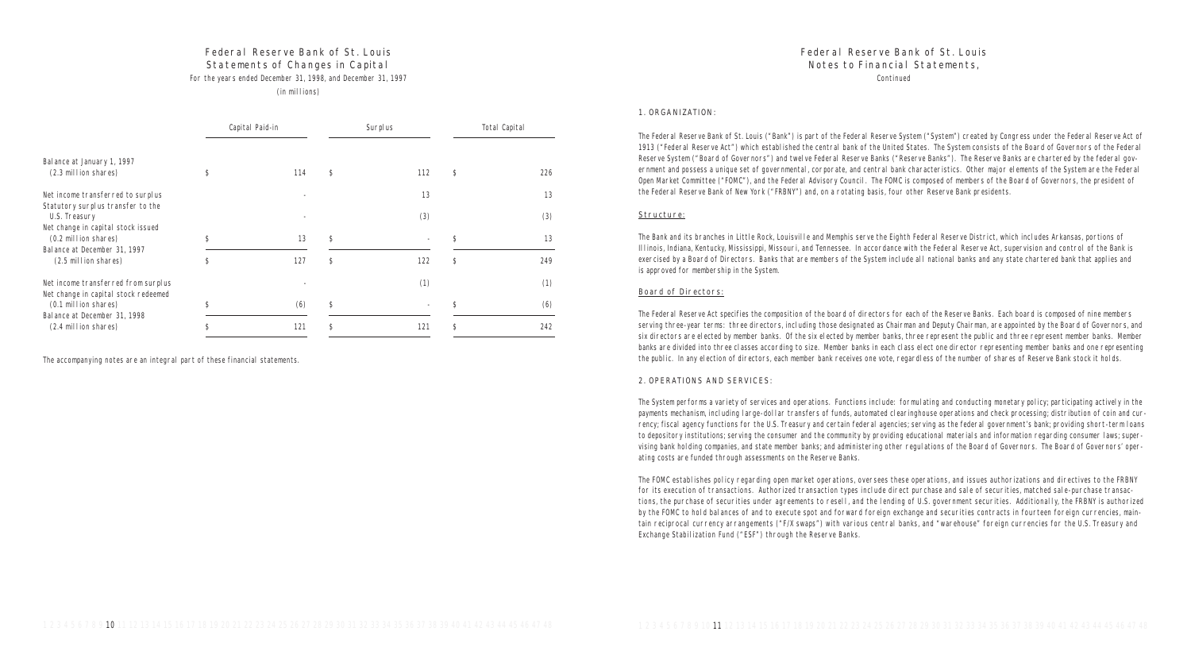# Federal Reserve Bank of St. Louis
## Statements of Changes in Capital
For the years ended December 31, 1998, and December 31, 1997

(in millions)

| | Capital Paid-in | Surplus | Total Capital |
|---|---|---|---|
| Balance at January 1, 1997 (2.3 million shares) | $ 114 | $ 112 | $ 226 |
| Net income transferred to surplus | - | 13 | 13 |
| Statutory surplus transfer to the U.S. Treasury | - | (3) | (3) |
| Net change in capital stock issued (0.2 million shares) | $ 13 | $ - | $ 13 |
| Balance at December 31, 1997 (2.5 million shares) | $ 127 | $ 122 | $ 249 |
| Net income transferred from surplus | - | (1) | (1) |
| Net change in capital stock redeemed (0.1 million shares) | $ (6) | $ - | $ (6) |
| Balance at December 31, 1998 (2.4 million shares) | $ 121 | $ 121 | $ 242 |

The accompanying notes are an integral part of these financial statements.

# Federal Reserve Bank of St. Louis
## Notes to Financial Statements,
Continued

### 1. ORGANIZATION:

The Federal Reserve Bank of St. Louis ("Bank") is part of the Federal Reserve System ("System") created by Congress under the Federal Reserve Act of 1913 ("Federal Reserve Act") which established the central bank of the United States. The System consists of the Board of Governors of the Federal Reserve System ("Board of Governors") and twelve Federal Reserve Banks ("Reserve Banks"). The Reserve Banks are chartered by the federal government and possess a unique set of governmental, corporate, and central bank characteristics. Other major elements of the System are the Federal Open Market Committee ("FOMC"), and the Federal Advisory Council. The FOMC is composed of members of the Board of Governors, the president of the Federal Reserve Bank of New York ("FRBNY") and, on a rotating basis, four other Reserve Bank presidents.

#### Structure:

The Bank and its branches in Little Rock, Louisville and Memphis serve the Eighth Federal Reserve District, which includes Arkansas, portions of Illinois, Indiana, Kentucky, Mississippi, Missouri, and Tennessee. In accordance with the Federal Reserve Act, supervision and control of the Bank is exercised by a Board of Directors. Banks that are members of the System include all national banks and any state chartered bank that applies and is approved for membership in the System.

#### Board of Directors:

The Federal Reserve Act specifies the composition of the board of directors for each of the Reserve Banks. Each board is composed of nine members serving three-year terms: three directors, including those designated as Chairman and Deputy Chairman, are appointed by the Board of Governors, and six directors are elected by member banks. Of the six elected by member banks, three represent the public and three represent member banks. Member banks are divided into three classes according to size. Member banks in each class elect one director representing member banks and one representing the public. In any election of directors, each member bank receives one vote, regardless of the number of shares of Reserve Bank stock it holds.

### 2. OPERATIONS AND SERVICES:

The System performs a variety of services and operations. Functions include: formulating and conducting monetary policy; participating actively in the payments mechanism, including large-dollar transfers of funds, automated clearinghouse operations and check processing; distribution of coin and currency; fiscal agency functions for the U.S. Treasury and certain federal agencies; serving as the federal government's bank; providing short-term loans to depository institutions; serving the consumer and the community by providing educational materials and information regarding consumer laws; supervising bank holding companies, and state member banks; and administering other regulations of the Board of Governors. The Board of Governors' operating costs are funded through assessments on the Reserve Banks.

The FOMC establishes policy regarding open market operations, oversees these operations, and issues authorizations and directives to the FRBNY for its execution of transactions. Authorized transaction types include direct purchase and sale of securities, matched sale-purchase transactions, the purchase of securities under agreements to resell, and the lending of U.S. government securities. Additionally, the FRBNY is authorized by the FOMC to hold balances of and to execute spot and forward foreign exchange and securities contracts in fourteen foreign currencies, maintain reciprocal currency arrangements ("F/X swaps") with various central banks, and "warehouse" foreign currencies for the U.S. Treasury and Exchange Stabilization Fund ("ESF") through the Reserve Banks.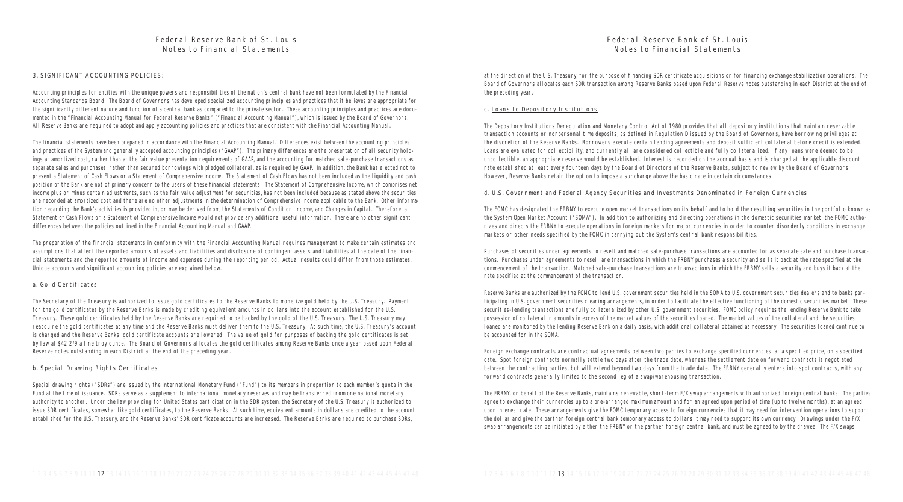### 3. SIGNIFICANT ACCOUNTING POLICIES:

Accounting principles for entities with the unique powers and responsibilities of the nation's central bank have not been formulated by the Financial Accounting Standards Board. The Board of Governors has developed specialized accounting principles and practices that it believes are appropriate for the significantly different nature and function of a central bank as compared to the private sector. These accounting principles and practices are documented in the "Financial Accounting Manual for Federal Reserve Banks" ("Financial Accounting Manual"), which is issued by the Board of Governors. All Reserve Banks are required to adopt and apply accounting policies and practices that are consistent with the Financial Accounting Manual.

The financial statements have been prepared in accordance with the Financial Accounting Manual. Differences exist between the accounting principles and practices of the System and generally accepted accounting principles ("GAAP"). The primary differences are the presentation of all security holdings at amortized cost, rather than at the fair value presentation requirements of GAAP, and the accounting for matched sale-purchase transactions as separate sales and purchases, rather than secured borrowings with pledged collateral, as is required by GAAP. In addition, the Bank has elected not to present a Statement of Cash Flows or a Statement of Comprehensive Income. The Statement of Cash Flows has not been included as the liquidity and cash position of the Bank are not of primary concern to the users of these financial statements. The Statement of Comprehensive Income, which comprises net income plus or minus certain adjustments, such as the fair value adjustment for securities, has not been included because as stated above the securities are recorded at amortized cost and there are no other adjustments in the determination of Comprehensive Income applicable to the Bank. Other information regarding the Bank's activities is provided in, or may be derived from, the Statements of Condition, Income, and Changes in Capital. Therefore, a Statement of Cash Flows or a Statement of Comprehensive Income would not provide any additional useful information. There are no other significant differences between the policies outlined in the Financial Accounting Manual and GAAP.

The preparation of the financial statements in conformity with the Financial Accounting Manual requires management to make certain estimates and assumptions that affect the reported amounts of assets and liabilities and disclosure of contingent assets and liabilities at the date of the financial statements and the reported amounts of income and expenses during the reporting period. Actual results could differ from those estimates. Unique accounts and significant accounting policies are explained below.

#### a. Gold Certificates

The Secretary of the Treasury is authorized to issue gold certificates to the Reserve Banks to monetize gold held by the U.S. Treasury. Payment for the gold certificates by the Reserve Banks is made by crediting equivalent amounts in dollars into the account established for the U.S. Treasury. These gold certificates held by the Reserve Banks are required to be backed by the gold of the U.S. Treasury. The U.S. Treasury may reacquire the gold certificates at any time and the Reserve Banks must deliver them to the U.S. Treasury. At such time, the U.S. Treasury's account is charged and the Reserve Banks' gold certificate accounts are lowered. The value of gold for purposes of backing the gold certificates is set by law at $42 2/9 a fine troy ounce. The Board of Governors allocates the gold certificates among Reserve Banks once a year based upon Federal Reserve notes outstanding in each District at the end of the preceding year.

#### b. Special Drawing Rights Certificates

Special drawing rights ("SDRs") are issued by the International Monetary Fund ("Fund") to its members in proportion to each member's quota in the Fund at the time of issuance. SDRs serve as a supplement to international monetary reserves and may be transferred from one national monetary authority to another. Under the law providing for United States participation in the SDR system, the Secretary of the U.S. Treasury is authorized to issue SDR certificates, somewhat like gold certificates, to the Reserve Banks. At such time, equivalent amounts in dollars are credited to the account established for the U.S. Treasury, and the Reserve Banks' SDR certificate accounts are increased. The Reserve Banks are required to purchase SDRs, at the direction of the U.S. Treasury, for the purpose of financing SDR certificate acquisitions or for financing exchange stabilization operations. The Board of Governors allocates each SDR transaction among Reserve Banks based upon Federal Reserve notes outstanding in each District at the end of the preceding year.

#### c. Loans to Depository Institutions

The Depository Institutions Deregulation and Monetary Control Act of 1980 provides that all depository institutions that maintain reservable transaction accounts or nonpersonal time deposits, as defined in Regulation D issued by the Board of Governors, have borrowing privileges at the discretion of the Reserve Banks. Borrowers execute certain lending agreements and deposit sufficient collateral before credit is extended. Loans are evaluated for collectibility, and currently all are considered collectible and fully collateralized. If any loans were deemed to be uncollectible, an appropriate reserve would be established. Interest is recorded on the accrual basis and is charged at the applicable discount rate established at least every fourteen days by the Board of Directors of the Reserve Banks, subject to review by the Board of Governors. However, Reserve Banks retain the option to impose a surcharge above the basic rate in certain circumstances.

#### d. U.S. Government and Federal Agency Securities and Investments Denominated in Foreign Currencies

The FOMC has designated the FRBNY to execute open market transactions on its behalf and to hold the resulting securities in the portfolio known as the System Open Market Account ("SOMA"). In addition to authorizing and directing operations in the domestic securities market, the FOMC authorizes and directs the FRBNY to execute operations in foreign markets for major currencies in order to counter disorderly conditions in exchange markets or other needs specified by the FOMC in carrying out the System's central bank responsibilities.

Purchases of securities under agreements to resell and matched sale-purchase transactions are accounted for as separate sale and purchase transactions. Purchases under agreements to resell are transactions in which the FRBNY purchases a security and sells it back at the rate specified at the commencement of the transaction. Matched sale-purchase transactions are transactions in which the FRBNY sells a security and buys it back at the rate specified at the commencement of the transaction.

Reserve Banks are authorized by the FOMC to lend U.S. government securities held in the SOMA to U.S. government securities dealers and to banks participating in U.S. government securities clearing arrangements, in order to facilitate the effective functioning of the domestic securities market. These securities-lending transactions are fully collateralized by other U.S. government securities. FOMC policy requires the lending Reserve Bank to take possession of collateral in amounts in excess of the market values of the securities loaned. The market values of the collateral and the securities loaned are monitored by the lending Reserve Bank on a daily basis, with additional collateral obtained as necessary. The securities loaned continue to be accounted for in the SOMA.

Foreign exchange contracts are contractual agreements between two parties to exchange specified currencies, at a specified price, on a specified date. Spot foreign contracts normally settle two days after the trade date, whereas the settlement date on forward contracts is negotiated between the contracting parties, but will extend beyond two days from the trade date. The FRBNY generally enters into spot contracts, with any forward contracts generally limited to the second leg of a swap/warehousing transaction.

The FRBNY, on behalf of the Reserve Banks, maintains renewable, short-term F/X swap arrangements with authorized foreign central banks. The parties agree to exchange their currencies up to a pre-arranged maximum amount and for an agreed upon period of time (up to twelve months), at an agreed upon interest rate. These arrangements give the FOMC temporary access to foreign currencies that it may need for intervention operations to support the dollar and give the partner foreign central bank temporary access to dollars it may need to support its own currency. Drawings under the F/X swap arrangements can be initiated by either the FRBNY or the partner foreign central bank, and must be agreed to by the drawee. The F/X swaps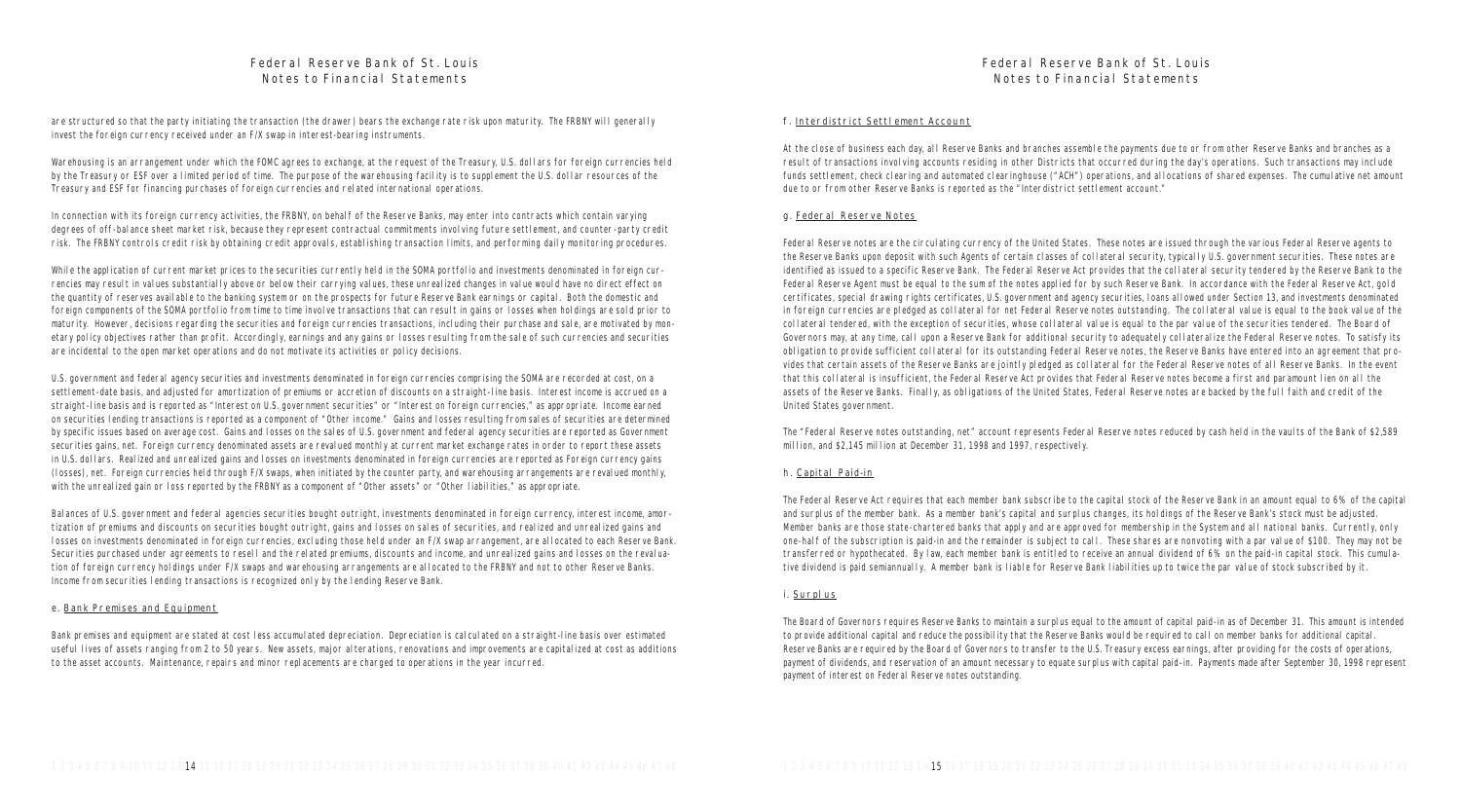are structured so that the party initiating the transaction (the drawer) bears the exchange rate risk upon maturity. The FRBNY will generally invest the foreign currency received under an F/X swap in interest-bearing instruments.

Warehousing is an arrangement under which the FOMC agrees to exchange, at the request of the Treasury, U.S. dollars for foreign currencies held by the Treasury or ESF over a limited period of time. The purpose of the warehousing facility is to supplement the U.S. dollar resources of the Treasury and ESF for financing purchases of foreign currencies and related international operations.

In connection with its foreign currency activities, the FRBNY, on behalf of the Reserve Banks, may enter into contracts which contain varying degrees of off-balance sheet market risk, because they represent contractual commitments involving future settlement, and counter-party credit risk. The FRBNY controls credit risk by obtaining credit approvals, establishing transaction limits, and performing daily monitoring procedures.

While the application of current market prices to the securities currently held in the SOMA portfolio and investments denominated in foreign currencies may result in values substantially above or below their carrying values, these unrealized changes in value would have no direct effect on the quantity of reserves available to the banking system or on the prospects for future Reserve Bank earnings or capital. Both the domestic and foreign components of the SOMA portfolio from time to time involve transactions that can result in gains or losses when holdings are sold prior to maturity. However, decisions regarding the securities and foreign currencies transactions, including their purchase and sale, are motivated by monetary policy objectives rather than profit. Accordingly, earnings and any gains or losses resulting from the sale of such currencies and securities are incidental to the open market operations and do not motivate its activities or policy decisions.

U.S. government and federal agency securities and investments denominated in foreign currencies comprising the SOMA are recorded at cost, on a settlement-date basis, and adjusted for amortization of premiums or accretion of discounts on a straight-line basis. Interest income is accrued on a straight-line basis and is reported as "Interest on U.S. government securities" or "Interest on foreign currencies," as appropriate. Income earned on securities lending transactions is reported as a component of "Other income." Gains and losses resulting from sales of securities are determined by specific issues based on average cost. Gains and losses on the sales of U.S. government and federal agency securities are reported as Government securities gains, net. Foreign currency denominated assets are revalued monthly at current market exchange rates in order to report these assets in U.S. dollars. Realized and unrealized gains and losses on investments denominated in foreign currencies are reported as Foreign currency gains (losses), net. Foreign currencies held through F/X swaps, when initiated by the counter party, and warehousing arrangements are revalued monthly, with the unrealized gain or loss reported by the FRBNY as a component of "Other assets" or "Other liabilities," as appropriate.

Balances of U.S. government and federal agencies securities bought outright, investments denominated in foreign currency, interest income, amortization of premiums and discounts on securities bought outright, gains and losses on sales of securities, and realized and unrealized gains and losses on investments denominated in foreign currencies, excluding those held under an F/X swap arrangement, are allocated to each Reserve Bank. Securities purchased under agreements to resell and the related premiums, discounts and income, and unrealized gains and losses on the revaluation of foreign currency holdings under F/X swaps and warehousing arrangements are allocated to the FRBNY and not to other Reserve Banks. Income from securities lending transactions is recognized only by the lending Reserve Bank.

e. Bank Premises and Equipment

Bank premises and equipment are stated at cost less accumulated depreciation. Depreciation is calculated on a straight-line basis over estimated useful lives of assets ranging from 2 to 50 years. New assets, major alterations, renovations and improvements are capitalized at cost as additions to the asset accounts. Maintenance, repairs and minor replacements are charged to operations in the year incurred.

f. Interdistrict Settlement Account

At the close of business each day, all Reserve Banks and branches assemble the payments due to or from other Reserve Banks and branches as a result of transactions involving accounts residing in other Districts that occurred during the day's operations. Such transactions may include funds settlement, check clearing and automated clearinghouse ("ACH") operations, and allocations of shared expenses. The cumulative net amount due to or from other Reserve Banks is reported as the "Interdistrict settlement account."

g. Federal Reserve Notes

Federal Reserve notes are the circulating currency of the United States. These notes are issued through the various Federal Reserve agents to the Reserve Banks upon deposit with such Agents of certain classes of collateral security, typically U.S. government securities. These notes are identified as issued to a specific Reserve Bank. The Federal Reserve Act provides that the collateral security tendered by the Reserve Bank to the Federal Reserve Agent must be equal to the sum of the notes applied for by such Reserve Bank. In accordance with the Federal Reserve Act, gold certificates, special drawing rights certificates, U.S. government and agency securities, loans allowed under Section 13, and investments denominated in foreign currencies are pledged as collateral for net Federal Reserve notes outstanding. The collateral value is equal to the book value of the collateral tendered, with the exception of securities, whose collateral value is equal to the par value of the securities tendered. The Board of Governors may, at any time, call upon a Reserve Bank for additional security to adequately collateralize the Federal Reserve notes. To satisfy its obligation to provide sufficient collateral for its outstanding Federal Reserve notes, the Reserve Banks have entered into an agreement that provides that certain assets of the Reserve Banks are jointly pledged as collateral for the Federal Reserve notes of all Reserve Banks. In the event that this collateral is insufficient, the Federal Reserve Act provides that Federal Reserve notes become a first and paramount lien on all the assets of the Reserve Banks. Finally, as obligations of the United States, Federal Reserve notes are backed by the full faith and credit of the United States government.

The "Federal Reserve notes outstanding, net" account represents Federal Reserve notes reduced by cash held in the vaults of the Bank of $2,589 million, and $2,145 million at December 31, 1998 and 1997, respectively.

h. Capital Paid-in

The Federal Reserve Act requires that each member bank subscribe to the capital stock of the Reserve Bank in an amount equal to 6% of the capital and surplus of the member bank. As a member bank's capital and surplus changes, its holdings of the Reserve Bank's stock must be adjusted. Member banks are those state-chartered banks that apply and are approved for membership in the System and all national banks. Currently, only one-half of the subscription is paid-in and the remainder is subject to call. These shares are nonvoting with a par value of $100. They may not be transferred or hypothecated. By law, each member bank is entitled to receive an annual dividend of 6% on the paid-in capital stock. This cumulative dividend is paid semiannually. A member bank is liable for Reserve Bank liabilities up to twice the par value of stock subscribed by it.

i. Surplus

The Board of Governors requires Reserve Banks to maintain a surplus equal to the amount of capital paid-in as of December 31. This amount is intended to provide additional capital and reduce the possibility that the Reserve Banks would be required to call on member banks for additional capital. Reserve Banks are required by the Board of Governors to transfer to the U.S. Treasury excess earnings, after providing for the costs of operations, payment of dividends, and reservation of an amount necessary to equate surplus with capital paid-in. Payments made after September 30, 1998 represent payment of interest on Federal Reserve notes outstanding.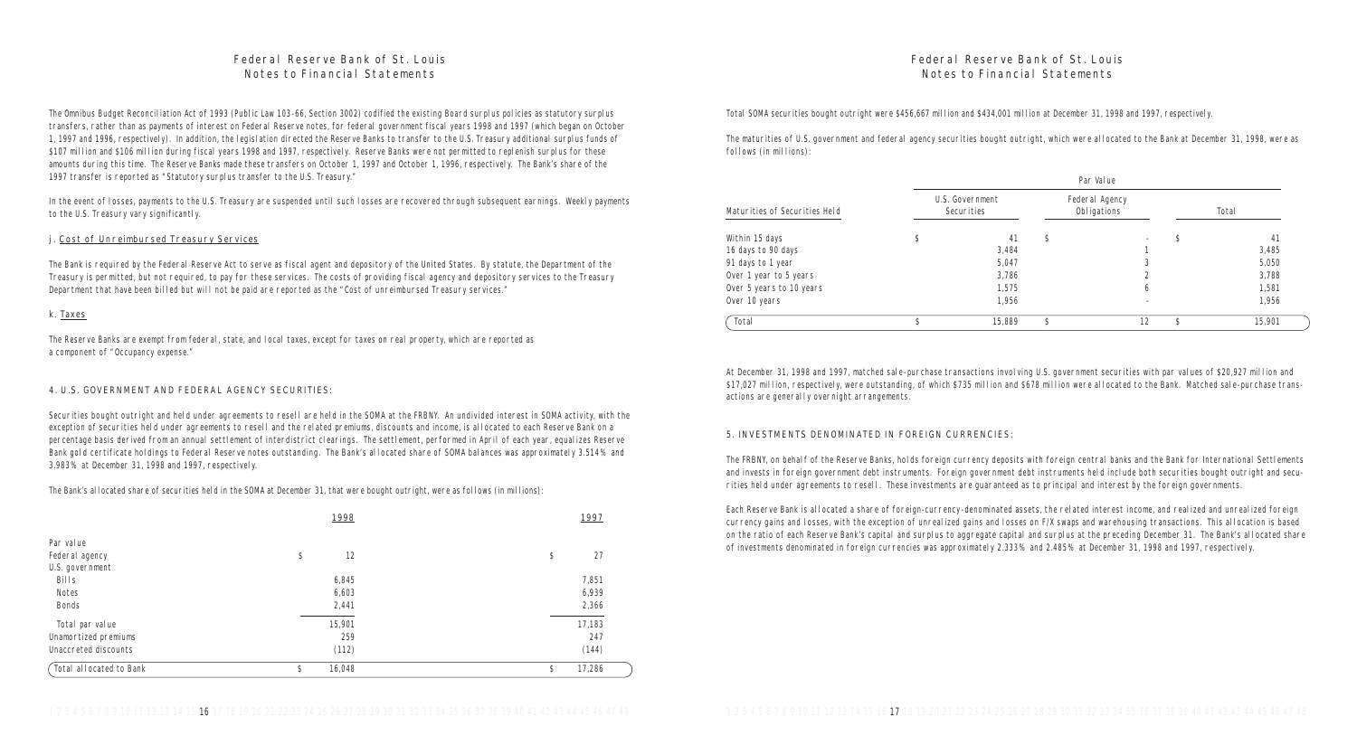The Omnibus Budget Reconciliation Act of 1993 (Public Law 103-66, Section 3002) codified the existing Board surplus policies as statutory surplus transfers, rather than as payments of interest on Federal Reserve notes, for federal government fiscal years 1998 and 1997 (which began on October 1, 1997 and 1996, respectively). In addition, the legislation directed the Reserve Banks to transfer to the U.S. Treasury additional surplus funds of $107 million and $106 million during fiscal years 1998 and 1997, respectively. Reserve Banks were not permitted to replenish surplus for these amounts during this time. The Reserve Banks made these transfers on October 1, 1997 and October 1, 1996, respectively. The Bank's share of the 1997 transfer is reported as "Statutory surplus transfer to the U.S. Treasury."

In the event of losses, payments to the U.S. Treasury are suspended until such losses are recovered through subsequent earnings. Weekly payments to the U.S. Treasury vary significantly.

j. Cost of Unreimbursed Treasury Services

The Bank is required by the Federal Reserve Act to serve as fiscal agent and depository of the United States. By statute, the Department of the Treasury is permitted, but not required, to pay for these services. The costs of providing fiscal agency and depository services to the Treasury Department that have been billed but will not be paid are reported as the "Cost of unreimbursed Treasury services."

k. Taxes

The Reserve Banks are exempt from federal, state, and local taxes, except for taxes on real property, which are reported as a component of "Occupancy expense."

## 4. U.S. GOVERNMENT AND FEDERAL AGENCY SECURITIES:

Securities bought outright and held under agreements to resell are held in the SOMA at the FRBNY. An undivided interest in SOMA activity, with the exception of securities held under agreements to resell and the related premiums, discounts and income, is allocated to each Reserve Bank on a percentage basis derived from an annual settlement of interdistrict clearings. The settlement, performed in April of each year, equalizes Reserve Bank gold certificate holdings to Federal Reserve notes outstanding. The Bank's allocated share of SOMA balances was approximately 3.514% and 3.983% at December 31, 1998 and 1997, respectively.

The Bank's allocated share of securities held in the SOMA at December 31, that were bought outright, were as follows (in millions):

| | 1998 | 1997 |
|---|---|---|
| Par value | | |
| Federal agency | $ 12 | $ 27 |
| U.S. government | | |
| Bills | 6,845 | 7,851 |
| Notes | 6,603 | 6,939 |
| Bonds | 2,441 | 2,366 |
| Total par value | 15,901 | 17,183 |
| Unamortized premiums | 259 | 247 |
| Unaccreted discounts | (112) | (144) |
| Total allocated to Bank | $ 16,048 | $ 17,286 |

Total SOMA securities bought outright were $456,667 million and $434,001 million at December 31, 1998 and 1997, respectively.

The maturities of U.S. government and federal agency securities bought outright, which were allocated to the Bank at December 31, 1998, were as follows (in millions):

| Maturities of Securities Held | Par Value | | |
|---|---|---|---|
| | U.S. Government Securities | Federal Agency Obligations | Total |
| Within 15 days | $ 41 | $ - | $ 41 |
| 16 days to 90 days | 3,484 | 1 | 3,485 |
| 91 days to 1 year | 5,047 | 3 | 5,050 |
| Over 1 year to 5 years | 3,786 | 2 | 3,788 |
| Over 5 years to 10 years | 1,575 | 6 | 1,581 |
| Over 10 years | 1,956 | - | 1,956 |
| Total | $ 15,889 | $ 12 | $ 15,901 |

At December 31, 1998 and 1997, matched sale-purchase transactions involving U.S. government securities with par values of $20,927 million and $17,027 million, respectively, were outstanding, of which $735 million and $678 million were allocated to the Bank. Matched sale-purchase transactions are generally overnight arrangements.

## 5. INVESTMENTS DENOMINATED IN FOREIGN CURRENCIES:

The FRBNY, on behalf of the Reserve Banks, holds foreign currency deposits with foreign central banks and the Bank for International Settlements and invests in foreign government debt instruments. Foreign government debt instruments held include both securities bought outright and securities held under agreements to resell. These investments are guaranteed as to principal and interest by the foreign governments.

Each Reserve Bank is allocated a share of foreign-currency-denominated assets, the related interest income, and realized and unrealized foreign currency gains and losses, with the exception of unrealized gains and losses on F/X swaps and warehousing transactions. This allocation is based on the ratio of each Reserve Bank's capital and surplus to aggregate capital and surplus at the preceding December 31. The Bank's allocated share of investments denominated in foreign currencies was approximately 2.333% and 2.485% at December 31, 1998 and 1997, respectively.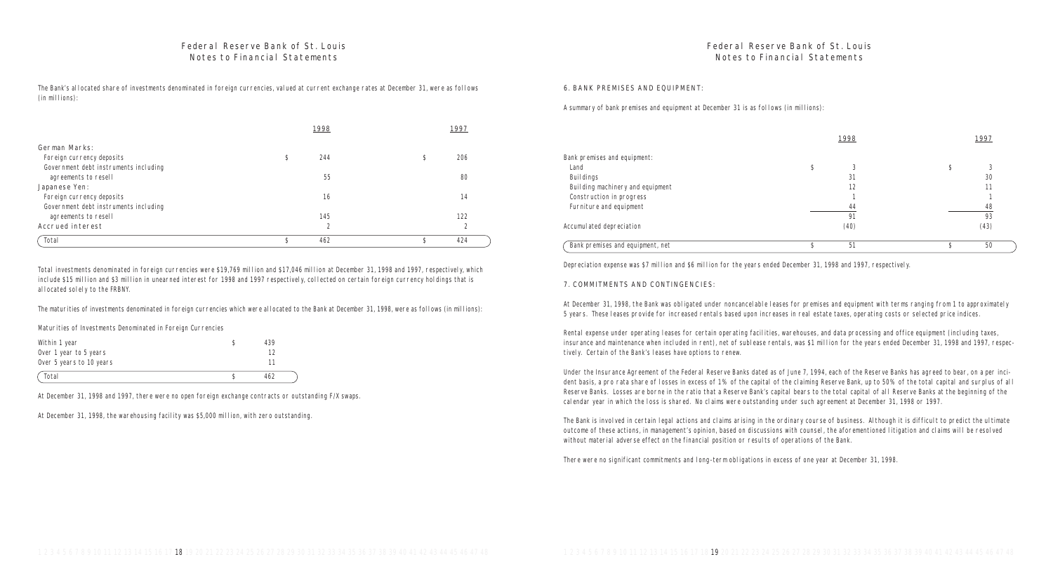The Bank's allocated share of investments denominated in foreign currencies, valued at current exchange rates at December 31, were as follows (in millions):

| | 1998 | 1997 |
|---|---|---|
| German Marks: | | |
| Foreign currency deposits | $ 244 | $ 206 |
| Government debt instruments including agreements to resell | 55 | 80 |
| Japanese Yen: | | |
| Foreign currency deposits | 16 | 14 |
| Government debt instruments including agreements to resell | 145 | 122 |
| Accrued interest | 2 | 2 |
| Total | $ 462 | $ 424 |

Total investments denominated in foreign currencies were $19,769 million and $17,046 million at December 31, 1998 and 1997, respectively, which include $15 million and $3 million in unearned interest for 1998 and 1997 respectively, collected on certain foreign currency holdings that is allocated solely to the FRBNY.

The maturities of investments denominated in foreign currencies which were allocated to the Bank at December 31, 1998, were as follows (in millions):

Maturities of Investments Denominated in Foreign Currencies

| | |
|---|---|
| Within 1 year | $ 439 |
| Over 1 year to 5 years | 12 |
| Over 5 years to 10 years | 11 |
| Total | $ 462 |

At December 31, 1998 and 1997, there were no open foreign exchange contracts or outstanding F/X swaps.

At December 31, 1998, the warehousing facility was $5,000 million, with zero outstanding.

## 6. BANK PREMISES AND EQUIPMENT:

A summary of bank premises and equipment at December 31 is as follows (in millions):

| | 1998 | 1997 |
|---|---|---|
| Bank premises and equipment: | | |
| Land | $ 3 | $ 3 |
| Buildings | 31 | 30 |
| Building machinery and equipment | 12 | 11 |
| Construction in progress | 1 | 1 |
| Furniture and equipment | 44 | 48 |
| | 91 | 93 |
| Accumulated depreciation | (40) | (43) |
| Bank premises and equipment, net | $ 51 | $ 50 |

Depreciation expense was $7 million and $6 million for the years ended December 31, 1998 and 1997, respectively.

## 7. COMMITMENTS AND CONTINGENCIES:

At December 31, 1998, the Bank was obligated under noncancelable leases for premises and equipment with terms ranging from 1 to approximately 5 years. These leases provide for increased rentals based upon increases in real estate taxes, operating costs or selected price indices.

Rental expense under operating leases for certain operating facilities, warehouses, and data processing and office equipment (including taxes, insurance and maintenance when included in rent), net of sublease rentals, was $1 million for the years ended December 31, 1998 and 1997, respectively. Certain of the Bank's leases have options to renew.

Under the Insurance Agreement of the Federal Reserve Banks dated as of June 7, 1994, each of the Reserve Banks has agreed to bear, on a per incident basis, a pro rata share of losses in excess of 1% of the capital of the claiming Reserve Bank, up to 50% of the total capital and surplus of all Reserve Banks. Losses are borne in the ratio that a Reserve Bank's capital bears to the total capital of all Reserve Banks at the beginning of the calendar year in which the loss is shared. No claims were outstanding under such agreement at December 31, 1998 or 1997.

The Bank is involved in certain legal actions and claims arising in the ordinary course of business. Although it is difficult to predict the ultimate outcome of these actions, in management's opinion, based on discussions with counsel, the aforementioned litigation and claims will be resolved without material adverse effect on the financial position or results of operations of the Bank.

There were no significant commitments and long-term obligations in excess of one year at December 31, 1998.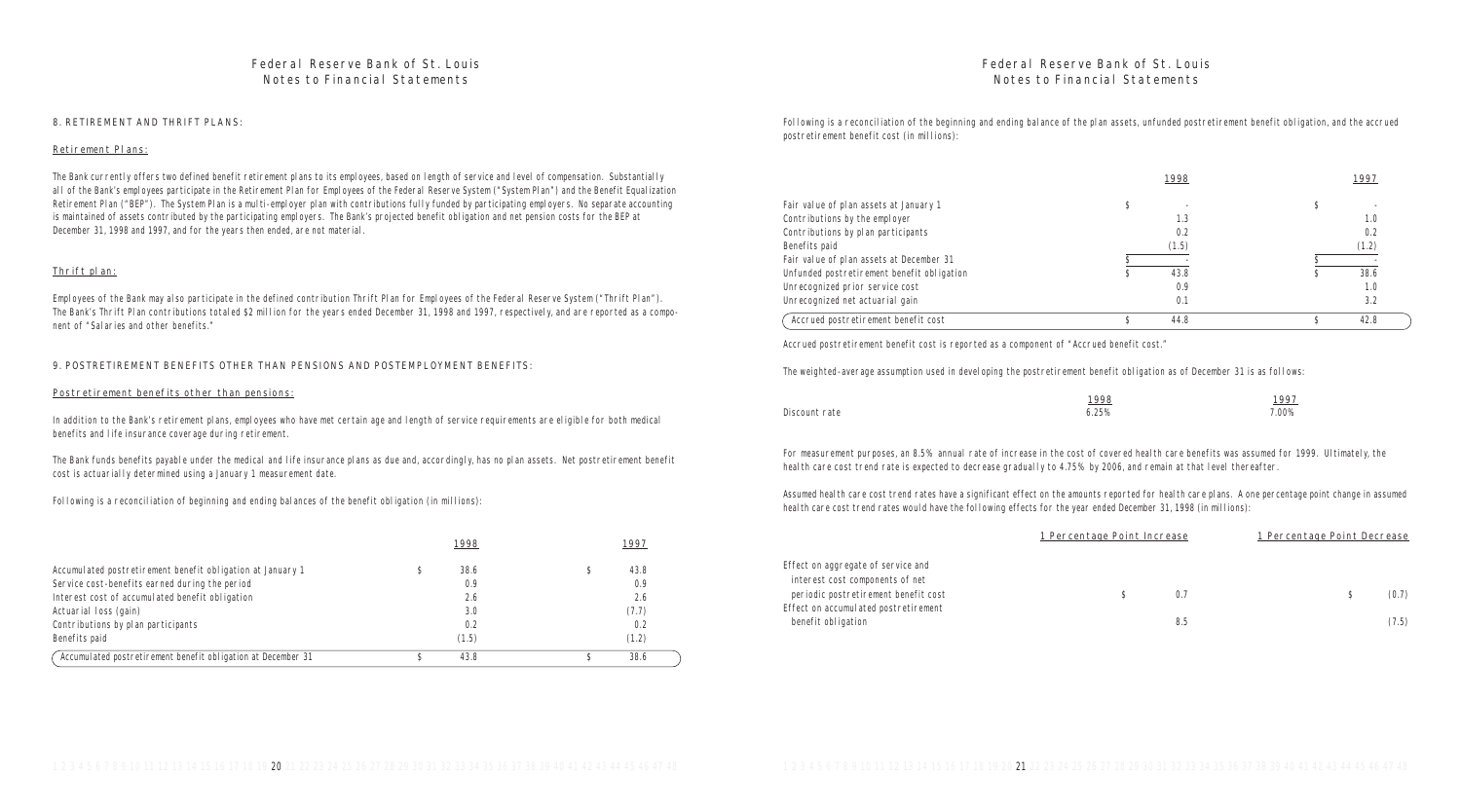## 8. RETIREMENT AND THRIFT PLANS:

### Retirement Plans:

The Bank currently offers two defined benefit retirement plans to its employees, based on length of service and level of compensation. Substantially all of the Bank's employees participate in the Retirement Plan for Employees of the Federal Reserve System ("System Plan") and the Benefit Equalization Retirement Plan ("BEP"). The System Plan is a multi-employer plan with contributions fully funded by participating employers. No separate accounting is maintained of assets contributed by the participating employers. The Bank's projected benefit obligation and net pension costs for the BEP at December 31, 1998 and 1997, and for the years then ended, are not material.

### Thrift plan:

Employees of the Bank may also participate in the defined contribution Thrift Plan for Employees of the Federal Reserve System ("Thrift Plan"). The Bank's Thrift Plan contributions totaled $2 million for the years ended December 31, 1998 and 1997, respectively, and are reported as a component of "Salaries and other benefits."

## 9. POSTRETIREMENT BENEFITS OTHER THAN PENSIONS AND POSTEMPLOYMENT BENEFITS:

### Postretirement benefits other than pensions:

In addition to the Bank's retirement plans, employees who have met certain age and length of service requirements are eligible for both medical benefits and life insurance coverage during retirement.

The Bank funds benefits payable under the medical and life insurance plans as due and, accordingly, has no plan assets. Net postretirement benefit cost is actuarially determined using a January 1 measurement date.

Following is a reconciliation of beginning and ending balances of the benefit obligation (in millions):

| | 1998 | 1997 |
|---|---|---|
| Accumulated postretirement benefit obligation at January 1 | $ 38.6 | $ 43.8 |
| Service cost-benefits earned during the period | 0.9 | 0.9 |
| Interest cost of accumulated benefit obligation | 2.6 | 2.6 |
| Actuarial loss (gain) | 3.0 | (7.7) |
| Contributions by plan participants | 0.2 | 0.2 |
| Benefits paid | (1.5) | (1.2) |
| Accumulated postretirement benefit obligation at December 31 | $ 43.8 | $ 38.6 |

Following is a reconciliation of the beginning and ending balance of the plan assets, unfunded postretirement benefit obligation, and the accrued postretirement benefit cost (in millions):

| | 1998 | 1997 |
|---|---|---|
| Fair value of plan assets at January 1 | $ - | $ - |
| Contributions by the employer | 1.3 | 1.0 |
| Contributions by plan participants | 0.2 | 0.2 |
| Benefits paid | (1.5) | (1.2) |
| Fair value of plan assets at December 31 | $ - | $ - |
| Unfunded postretirement benefit obligation | $ 43.8 | $ 38.6 |
| Unrecognized prior service cost | 0.9 | 1.0 |
| Unrecognized net actuarial gain | 0.1 | 3.2 |
| Accrued postretirement benefit cost | $ 44.8 | $ 42.8 |

Accrued postretirement benefit cost is reported as a component of "Accrued benefit cost."

The weighted-average assumption used in developing the postretirement benefit obligation as of December 31 is as follows:

| | 1998 | 1997 |
|---|---|---|
| Discount rate | 6.25% | 7.00% |

For measurement purposes, an 8.5% annual rate of increase in the cost of covered health care benefits was assumed for 1999. Ultimately, the health care cost trend rate is expected to decrease gradually to 4.75% by 2006, and remain at that level thereafter.

Assumed health care cost trend rates have a significant effect on the amounts reported for health care plans. A one percentage point change in assumed health care cost trend rates would have the following effects for the year ended December 31, 1998 (in millions):

| | 1 Percentage Point Increase | 1 Percentage Point Decrease |
|---|---|---|
| Effect on aggregate of service and interest cost components of net periodic postretirement benefit cost | $ 0.7 | $ (0.7) |
| Effect on accumulated postretirement benefit obligation | 8.5 | (7.5) |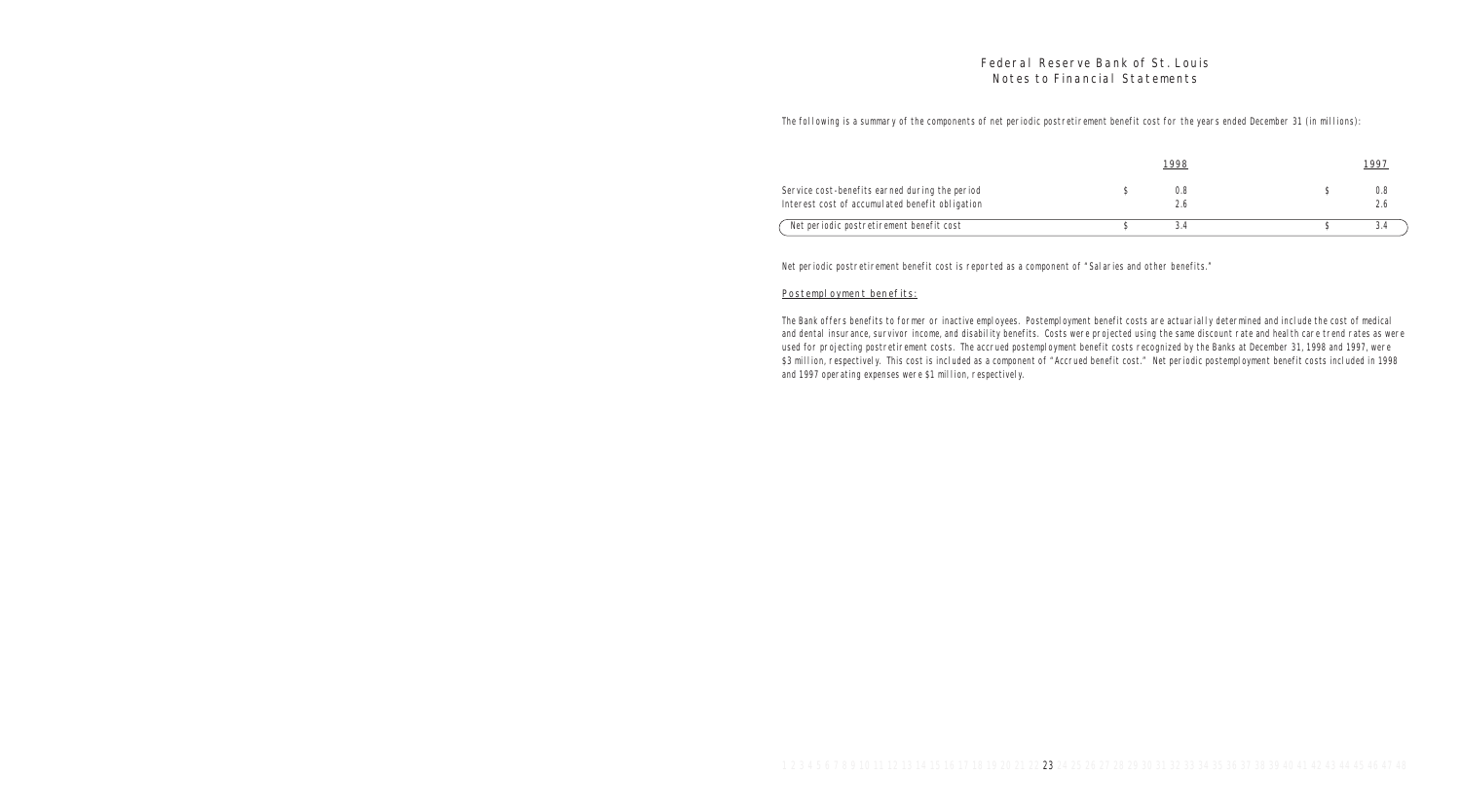# Federal Reserve Bank of St. Louis
## Notes to Financial Statements

The following is a summary of the components of net periodic postretirement benefit cost for the years ended December 31 (in millions):

| | 1998 | 1997 |
|---|---|---|
| Service cost-benefits earned during the period | $ 0.8 | $ 0.8 |
| Interest cost of accumulated benefit obligation | 2.6 | 2.6 |
| Net periodic postretirement benefit cost | $ 3.4 | $ 3.4 |

Net periodic postretirement benefit cost is reported as a component of "Salaries and other benefits."

Postemployment benefits:

The Bank offers benefits to former or inactive employees. Postemployment benefit costs are actuarially determined and include the cost of medical and dental insurance, survivor income, and disability benefits. Costs were projected using the same discount rate and health care trend rates as were used for projecting postretirement costs. The accrued postemployment benefit costs recognized by the Banks at December 31, 1998 and 1997, were $3 million, respectively. This cost is included as a component of "Accrued benefit cost." Net periodic postemployment benefit costs included in 1998 and 1997 operating expenses were $1 million, respectively.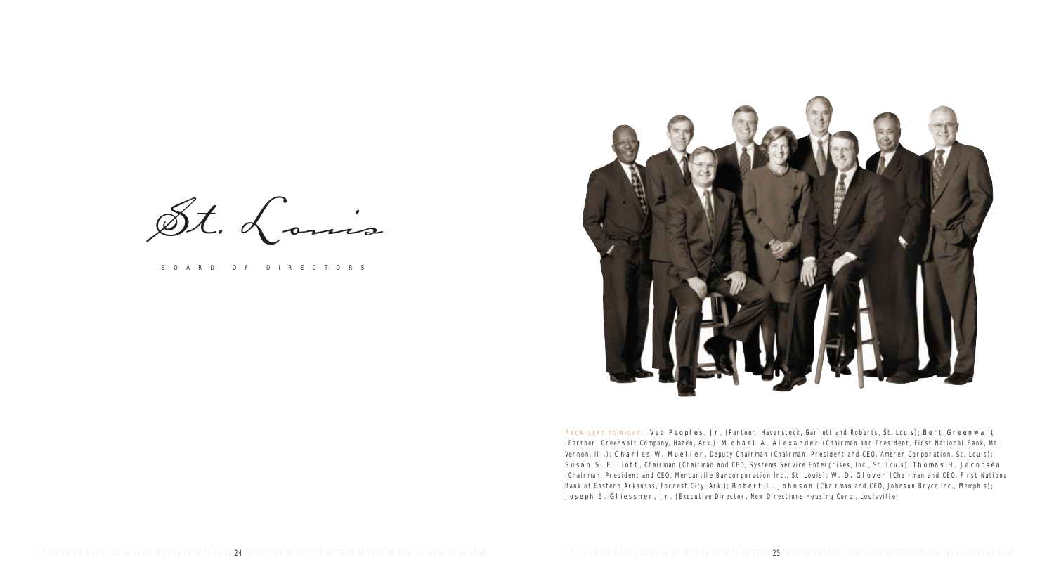# St. Louis

BOARD OF DIRECTORS

FROM LEFT TO RIGHT: **Veo Peoples, Jr.** (Partner, Haverstock, Garrett and Roberts, St. Louis); **Bert Greenwalt** (Partner, Greenwalt Company, Hazen, Ark.); **Michael A. Alexander** (Chairman and President, First National Bank, Mt. Vernon, Ill.); **Charles W. Mueller**, Deputy Chairman (Chairman, President and CEO, Ameren Corporation, St. Louis); **Susan S. Elliott**, Chairman (Chairman and CEO, Systems Service Enterprises, Inc., St. Louis); **Thomas H. Jacobsen** (Chairman, President and CEO, Mercantile Bancorporation Inc., St. Louis); **W. D. Glover** (Chairman and CEO, First National Bank of Eastern Arkansas, Forrest City, Ark.); **Robert L. Johnson** (Chairman and CEO, Johnson Bryce Inc., Memphis); **Joseph E. Gliessner, Jr.** (Executive Director, New Directions Housing Corp., Louisville)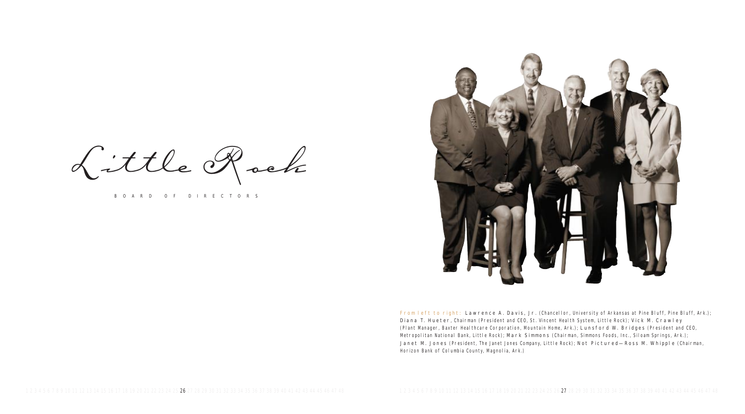# Little Rock

## BOARD OF DIRECTORS

From left to right: **Lawrence A. Davis, Jr.** (Chancellor, University of Arkansas at Pine Bluff, Pine Bluff, Ark.); **Diana T. Hueter**, Chairman (President and CEO, St. Vincent Health System, Little Rock); **Vick M. Crawley** (Plant Manager, Baxter Healthcare Corporation, Mountain Home, Ark.); **Lunsford W. Bridges** (President and CEO, Metropolitan National Bank, Little Rock); **Mark Simmons** (Chairman, Simmons Foods, Inc., Siloam Springs, Ark.); **Janet M. Jones** (President, The Janet Jones Company, Little Rock); Not Pictured—**Ross M. Whipple** (Chairman, Horizon Bank of Columbia County, Magnolia, Ark.)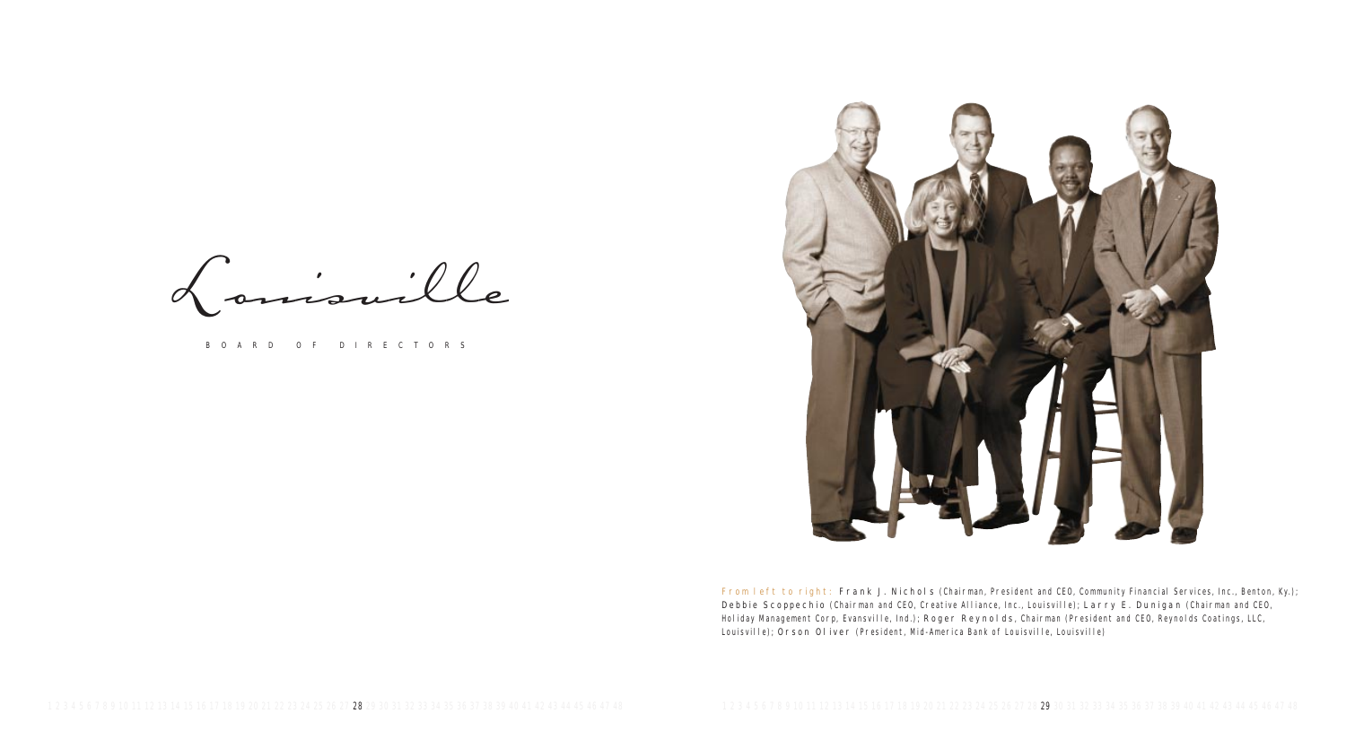# Louisville

BOARD OF DIRECTORS

From left to right: **Frank J. Nichols** (Chairman, President and CEO, Community Financial Services, Inc., Benton, Ky.); **Debbie Scoppechio** (Chairman and CEO, Creative Alliance, Inc., Louisville); **Larry E. Dunigan** (Chairman and CEO, Holiday Management Corp, Evansville, Ind.); **Roger Reynolds**, Chairman (President and CEO, Reynolds Coatings, LLC, Louisville); **Orson Oliver** (President, Mid-America Bank of Louisville, Louisville)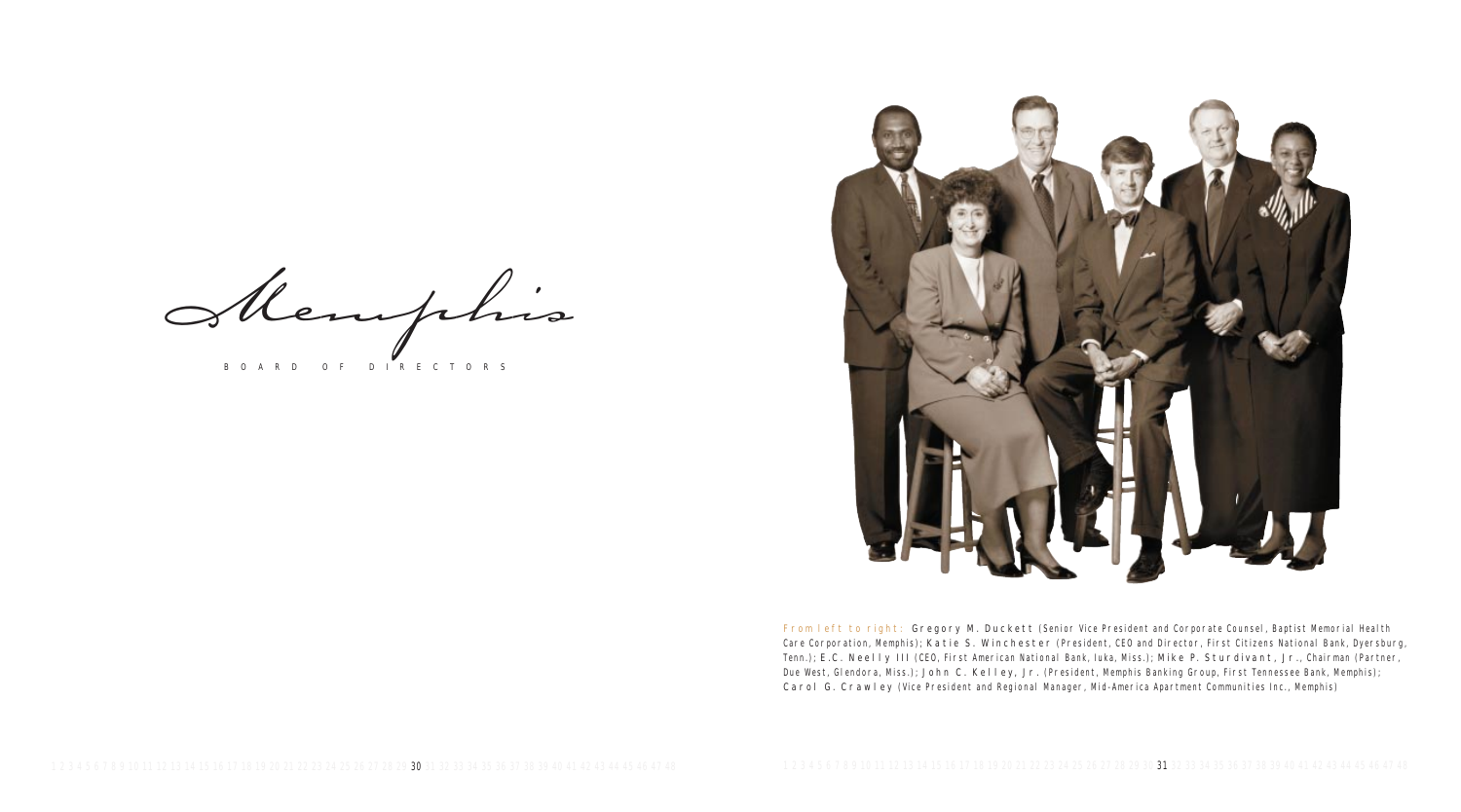# Memphis

BOARD OF DIRECTORS

From left to right: **Gregory M. Duckett** (Senior Vice President and Corporate Counsel, Baptist Memorial Health Care Corporation, Memphis); **Katie S. Winchester** (President, CEO and Director, First Citizens National Bank, Dyersburg, Tenn.); **E.C. Neelly III** (CEO, First American National Bank, Iuka, Miss.); **Mike P. Sturdivant, Jr.**, Chairman (Partner, Due West, Glendora, Miss.); **John C. Kelley, Jr.** (President, Memphis Banking Group, First Tennessee Bank, Memphis); **Carol G. Crawley** (Vice President and Regional Manager, Mid-America Apartment Communities Inc., Memphis)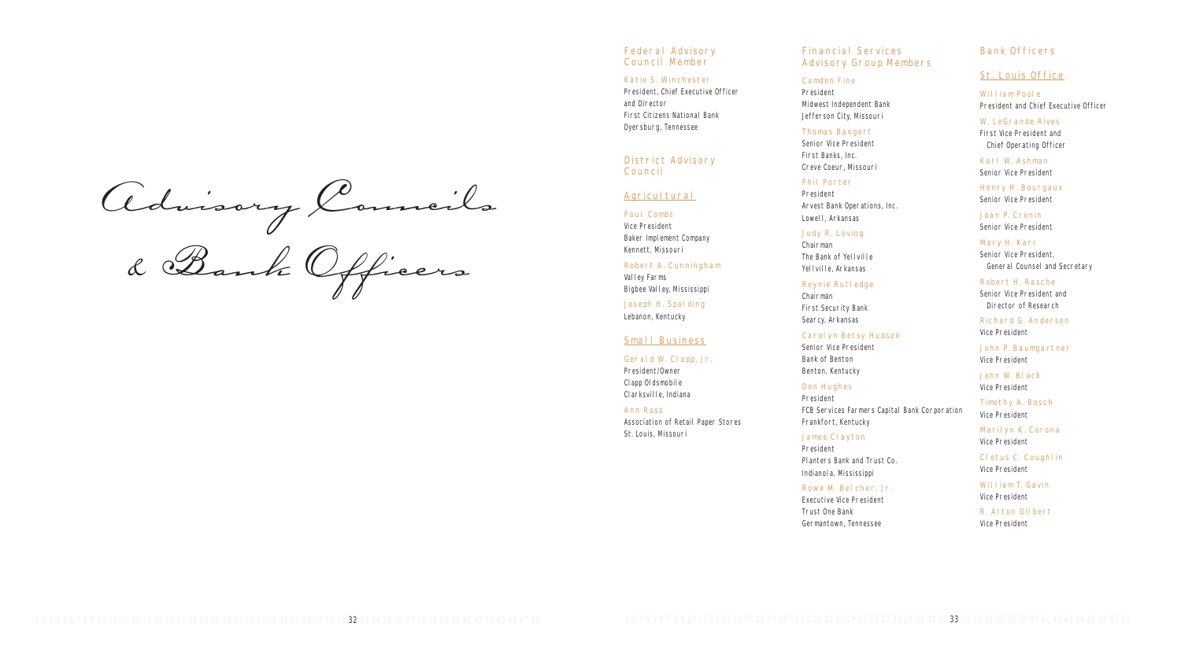# Advisory Councils & Bank Officers

## Federal Advisory Council Member

Katie S. Winchester
President, Chief Executive Officer and Director
First Citizens National Bank
Dyersburg, Tennessee

## District Advisory Council

### Agricultural

Paul Combs
Vice President
Baker Implement Company
Kennett, Missouri

Robert A. Cunningham
Valley Farms
Bigbee Valley, Mississippi

Joseph H. Spalding
Lebanon, Kentucky

### Small Business

Gerald W. Clapp, Jr.
President/Owner
Clapp Oldsmobile
Clarksville, Indiana

Ann Ross
Association of Retail Paper Stores
St. Louis, Missouri

## Financial Services Advisory Group Members

Camden Fine
President
Midwest Independent Bank
Jefferson City, Missouri

Thomas Bangert
Senior Vice President
First Banks, Inc.
Creve Coeur, Missouri

Phil Porter
President
Arvest Bank Operations, Inc.
Lowell, Arkansas

Judy R. Loving
Chairman
The Bank of Yellville
Yellville, Arkansas

Reynie Rutledge
Chairman
First Security Bank
Searcy, Arkansas

Carolyn Betsy Hudson
Senior Vice President
Bank of Benton
Benton, Kentucky

Don Hughes
President
FCB Services Farmers Capital Bank Corporation
Frankfort, Kentucky

James Clayton
President
Planters Bank and Trust Co.
Indianola, Mississippi

Rowe M. Belcher, Jr.
Executive Vice President
Trust One Bank
Germantown, Tennessee

## Bank Officers

### St. Louis Office

William Poole
President and Chief Executive Officer

W. LeGrande Rives
First Vice President and Chief Operating Officer

Karl W. Ashman
Senior Vice President

Henry H. Bourgaux
Senior Vice President

Joan P. Cronin
Senior Vice President

Mary H. Karr
Senior Vice President, General Counsel and Secretary

Robert H. Rasche
Senior Vice President and Director of Research

Richard G. Anderson
Vice President

John P. Baumgartner
Vice President

John W. Block
Vice President

Timothy A. Bosch
Vice President

Marilyn K. Corona
Vice President

Cletus C. Coughlin
Vice President

William T. Gavin
Vice President

R. Alton Gilbert
Vice President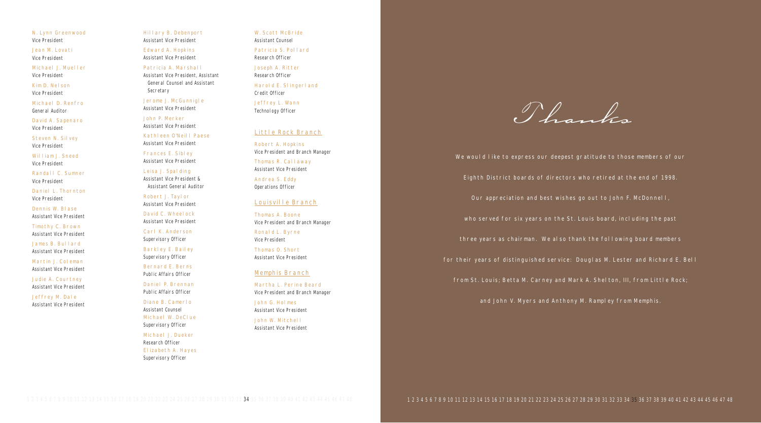N. Lynn Greenwood
Vice President

Jean M. Lovati
Vice President

Michael J. Mueller
Vice President

Kim D. Nelson
Vice President

Michael D. Renfro
General Auditor

David A. Sapenaro
Vice President

Steven N. Silvey
Vice President

William J. Sneed
Vice President

Randall C. Sumner
Vice President

Daniel L. Thornton
Vice President

Dennis W. Blase
Assistant Vice President

Timothy C. Brown
Assistant Vice President

James B. Bullard
Assistant Vice President

Martin J. Coleman
Assistant Vice President

Judie A. Courtney
Assistant Vice President

Jeffrey M. Dale
Assistant Vice President

Hillary B. Debenport
Assistant Vice President

Edward A. Hopkins
Assistant Vice President

Patricia A. Marshall
Assistant Vice President, Assistant General Counsel and Assistant Secretary

Jerome J. McGunnigle
Assistant Vice President

John P. Merker
Assistant Vice President

Kathleen O'Neill Paese
Assistant Vice President

Frances E. Sibley
Assistant Vice President

Leisa J. Spalding
Assistant Vice President & Assistant General Auditor

Robert J. Taylor
Assistant Vice President

David C. Wheelock
Assistant Vice President

Carl K. Anderson
Supervisory Officer

Barkley E. Bailey
Supervisory Officer

Bernard E. Berns
Public Affairs Officer

Daniel P. Brennan
Public Affairs Officer

Diane B. Camerlo
Assistant Counsel

Michael W. DeClue
Supervisory Officer

Michael J. Dueker
Research Officer

Elizabeth A. Hayes
Supervisory Officer

W. Scott McBride
Assistant Counsel

Patricia S. Pollard
Research Officer

Joseph A. Ritter
Research Officer

Harold E. Slingerland
Credit Officer

Jeffrey L. Wann
Technology Officer

## Little Rock Branch

Robert A. Hopkins
Vice President and Branch Manager

Thomas R. Callaway
Assistant Vice President

Andrea S. Eddy
Operations Officer

## Louisville Branch

Thomas A. Boone
Vice President and Branch Manager

Ronald L. Byrne
Vice President

Thomas O. Short
Assistant Vice President

## Memphis Branch

Martha L. Perine Beard
Vice President and Branch Manager

John G. Holmes
Assistant Vice President

John W. Mitchell
Assistant Vice President

# Thanks

We would like to express our deepest gratitude to those members of our Eighth District boards of directors who retired at the end of 1998. Our appreciation and best wishes go out to John F. McDonnell, who served for six years on the St. Louis board, including the past three years as chairman. We also thank the following board members for their years of distinguished service: Douglas M. Lester and Richard E. Bell from St. Louis; Betta M. Carney and Mark A. Shelton, III, from Little Rock; and John V. Myers and Anthony M. Rampley from Memphis.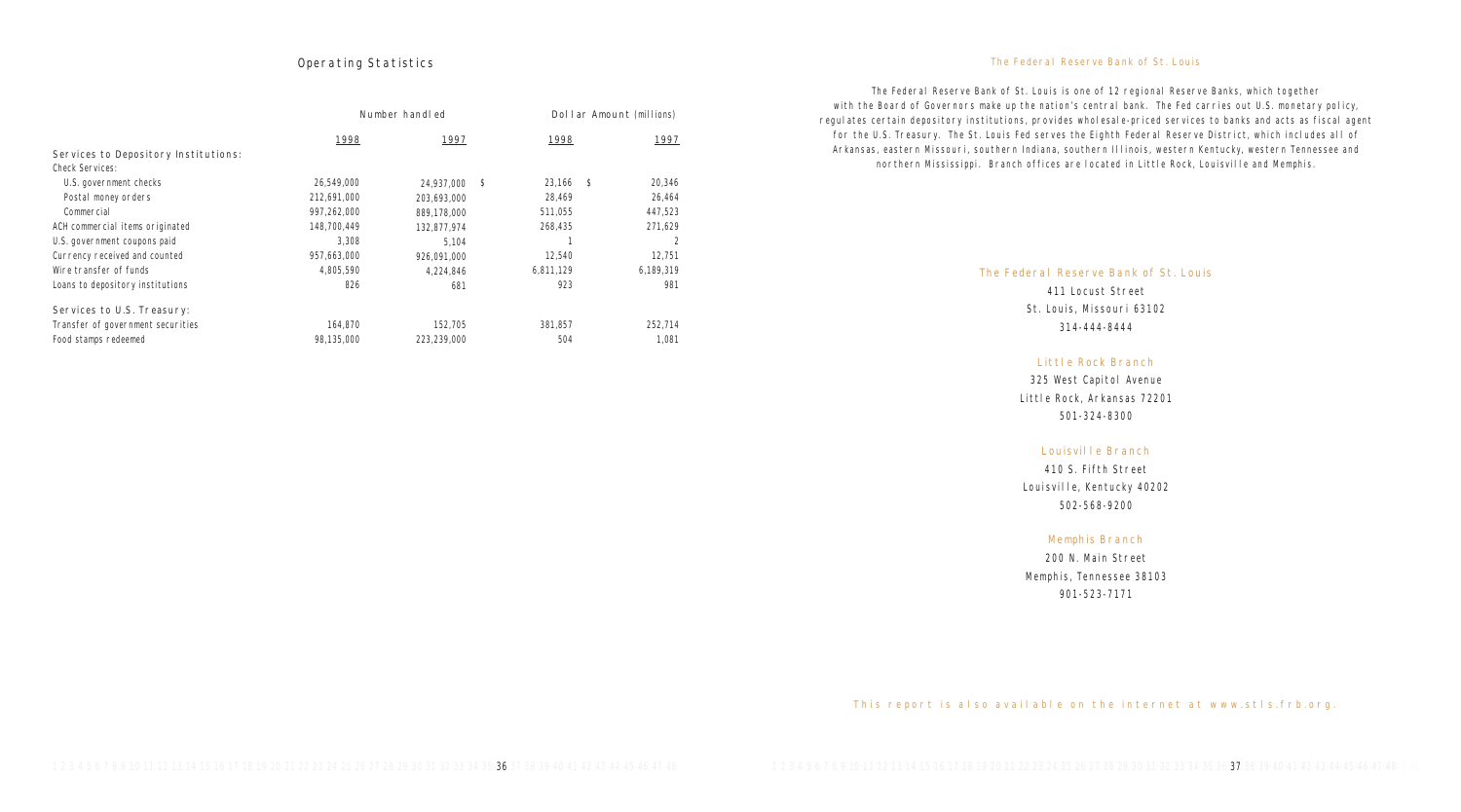## Operating Statistics

| | Number handled | | Dollar Amount (millions) | |
|---|---|---|---|---|
| | 1998 | 1997 | 1998 | 1997 |
| **Services to Depository Institutions:** | | | | |
| Check Services: | | | | |
| U.S. government checks | 26,549,000 | 24,937,000 | $ 23,166 | $ 20,346 |
| Postal money orders | 212,691,000 | 203,693,000 | 28,469 | 26,464 |
| Commercial | 997,262,000 | 889,178,000 | 511,055 | 447,523 |
| ACH commercial items originated | 148,700,449 | 132,877,974 | 268,435 | 271,629 |
| U.S. government coupons paid | 3,308 | 5,104 | 1 | 2 |
| Currency received and counted | 957,663,000 | 926,091,000 | 12,540 | 12,751 |
| Wire transfer of funds | 4,805,590 | 4,224,846 | 6,811,129 | 6,189,319 |
| Loans to depository institutions | 826 | 681 | 923 | 981 |
| **Services to U.S. Treasury:** | | | | |
| Transfer of government securities | 164,870 | 152,705 | 381,857 | 252,714 |
| Food stamps redeemed | 98,135,000 | 223,239,000 | 504 | 1,081 |

## The Federal Reserve Bank of St. Louis

The Federal Reserve Bank of St. Louis is one of 12 regional Reserve Banks, which together with the Board of Governors make up the nation's central bank. The Fed carries out U.S. monetary policy, regulates certain depository institutions, provides wholesale-priced services to banks and acts as fiscal agent for the U.S. Treasury. The St. Louis Fed serves the Eighth Federal Reserve District, which includes all of Arkansas, eastern Missouri, southern Indiana, southern Illinois, western Kentucky, western Tennessee and northern Mississippi. Branch offices are located in Little Rock, Louisville and Memphis.

### The Federal Reserve Bank of St. Louis

411 Locust Street
St. Louis, Missouri 63102
314-444-8444

### Little Rock Branch

325 West Capitol Avenue
Little Rock, Arkansas 72201
501-324-8300

### Louisville Branch

410 S. Fifth Street
Louisville, Kentucky 40202
502-568-9200

### Memphis Branch

200 N. Main Street
Memphis, Tennessee 38103
901-523-7171

This report is also available on the internet at www.stls.frb.org.